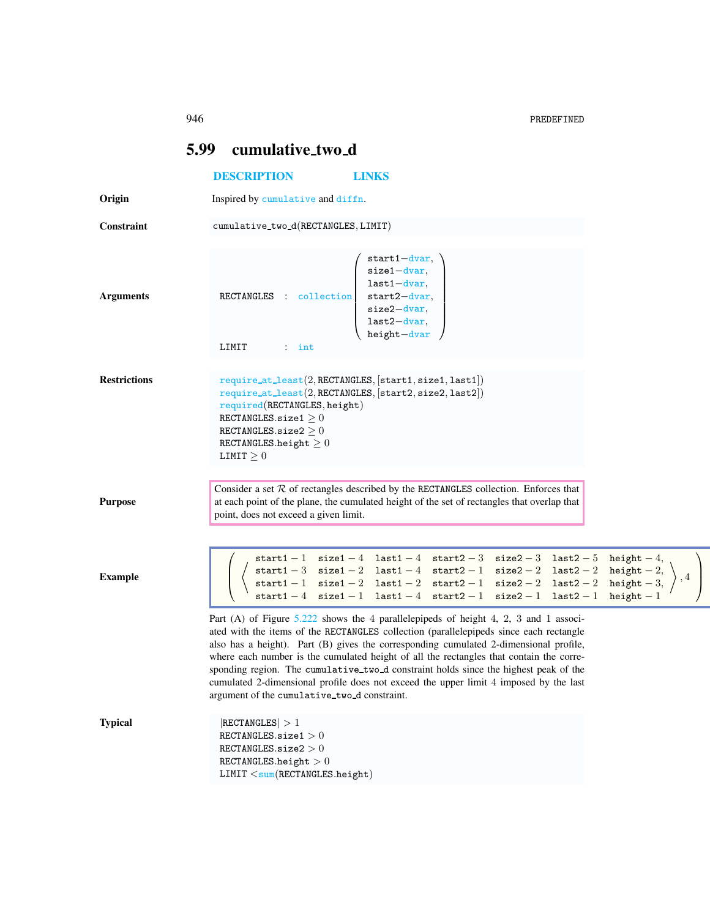## 5.99 cumulative_two_d

DESCRIPTION LINKS

**Origin**

Inspired by cumulative and diffn.

**Constraint**

cumulative_two_d(RECTANGLES, LIMIT)

**Arguments**

```
RECTANGLES : collection(start1-dvar,
                        size1-dvar,
                        last1-dvar,
                        start2-dvar,
                        size2-dvar,
                        last2-dvar,
                        height-dvar)
LIMIT      : int
```

**Restrictions**

```
require_at_least(2, RECTANGLES, [start1, size1, last1])
require_at_least(2, RECTANGLES, [start2, size2, last2])
required(RECTANGLES, height)
RECTANGLES.size1 ≥ 0
RECTANGLES.size2 ≥ 0
RECTANGLES.height ≥ 0
LIMIT ≥ 0
```

**Purpose**

Consider a set $\mathcal{R}$ of rectangles described by the RECTANGLES collection. Enforces that at each point of the plane, the cumulated height of the set of rectangles that overlap that point, does not exceed a given limit.

**Example**

```
( ⟨ start1 − 1  size1 − 4  last1 − 4  start2 − 3  size2 − 3  last2 − 5  height − 4,
    start1 − 3  size1 − 2  last1 − 4  start2 − 1  size2 − 2  last2 − 2  height − 2,
    start1 − 1  size1 − 2  last1 − 2  start2 − 1  size2 − 2  last2 − 2  height − 3,
    start1 − 4  size1 − 1  last1 − 4  start2 − 1  size2 − 1  last2 − 1  height − 1 ⟩ , 4 )
```

Part (A) of Figure 5.222 shows the 4 parallelepipeds of height 4, 2, 3 and 1 associated with the items of the RECTANGLES collection (parallelepipeds since each rectangle also has a height). Part (B) gives the corresponding cumulated 2-dimensional profile, where each number is the cumulated height of all the rectangles that contain the corresponding region. The cumulative_two_d constraint holds since the highest peak of the cumulated 2-dimensional profile does not exceed the upper limit 4 imposed by the last argument of the cumulative_two_d constraint.

**Typical**

```
|RECTANGLES| > 1
RECTANGLES.size1 > 0
RECTANGLES.size2 > 0
RECTANGLES.height > 0
LIMIT < sum(RECTANGLES.height)
```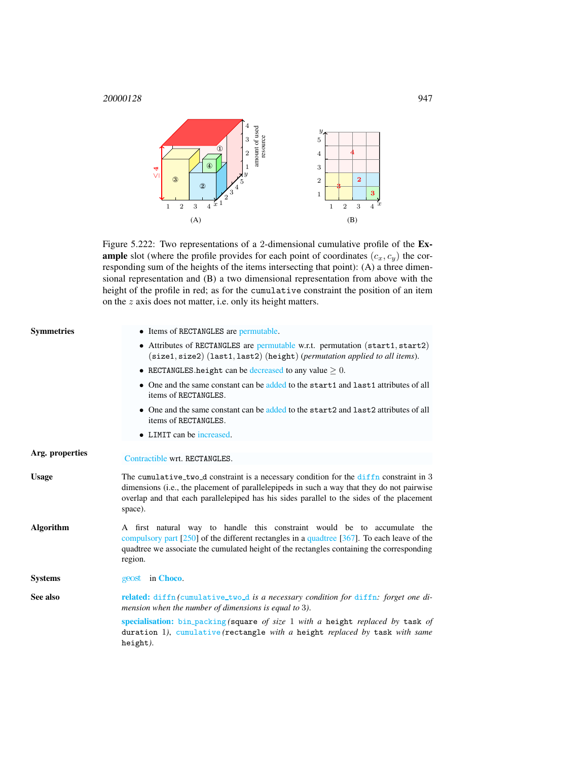Figure 5.222: Two representations of a 2-dimensional cumulative profile of the **Example** slot (where the profile provides for each point of coordinates $(c_x, c_y)$ the corresponding sum of the heights of the items intersecting that point): (A) a three dimensional representation and (B) a two dimensional representation from above with the height of the profile in red; as for the `cumulative` constraint the position of an item on the $z$ axis does not matter, i.e. only its height matters.

**Symmetries**

- Items of `RECTANGLES` are permutable.
- Attributes of `RECTANGLES` are permutable w.r.t. permutation (`start1`, `start2`) (`size1`, `size2`) (`last1`, `last2`) (`height`) (*permutation applied to all items*).
- `RECTANGLES.height` can be decreased to any value $\geq 0$.
- One and the same constant can be added to the `start1` and `last1` attributes of all items of `RECTANGLES`.
- One and the same constant can be added to the `start2` and `last2` attributes of all items of `RECTANGLES`.
- `LIMIT` can be increased.

**Arg. properties**

Contractible wrt. `RECTANGLES`.

**Usage**

The `cumulative_two_d` constraint is a necessary condition for the `diffn` constraint in 3 dimensions (i.e., the placement of parallelepipeds in such a way that they do not pairwise overlap and that each parallelepiped has his sides parallel to the sides of the placement space).

**Algorithm**

A first natural way to handle this constraint would be to accumulate the compulsory part [250] of the different rectangles in a quadtree [367]. To each leave of the quadtree we associate the cumulated height of the rectangles containing the corresponding region.

**Systems**

geost in **Choco**.

**See also**

**related:** `diffn` (*`cumulative_two_d` is a necessary condition for `diffn`: forget one dimension when the number of dimensions is equal to* 3).

**specialisation:** `bin_packing` (`square` *of size* 1 *with a* `height` *replaced by* `task` *of duration* 1), `cumulative` (`rectangle` *with a* `height` *replaced by* `task` *with same* `height`).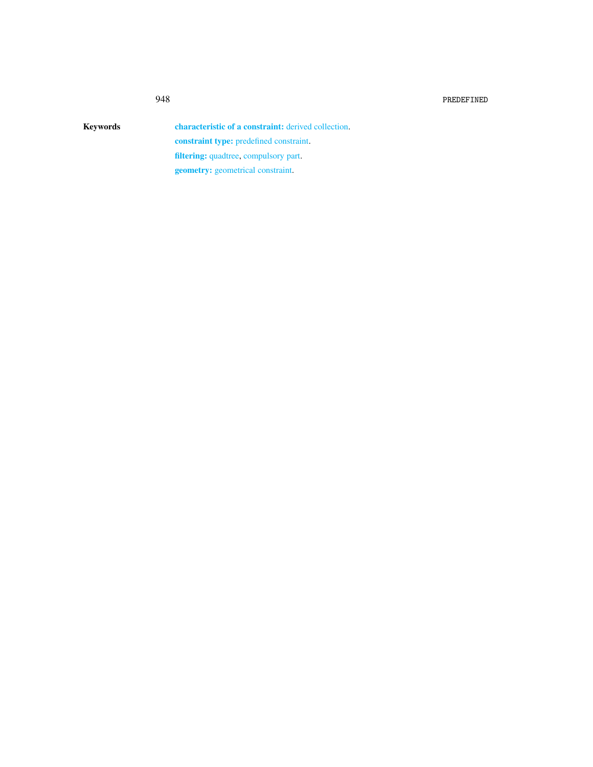**Keywords**

**characteristic of a constraint:** derived collection.

**constraint type:** predefined constraint.

**filtering:** quadtree, compulsory part.

**geometry:** geometrical constraint.